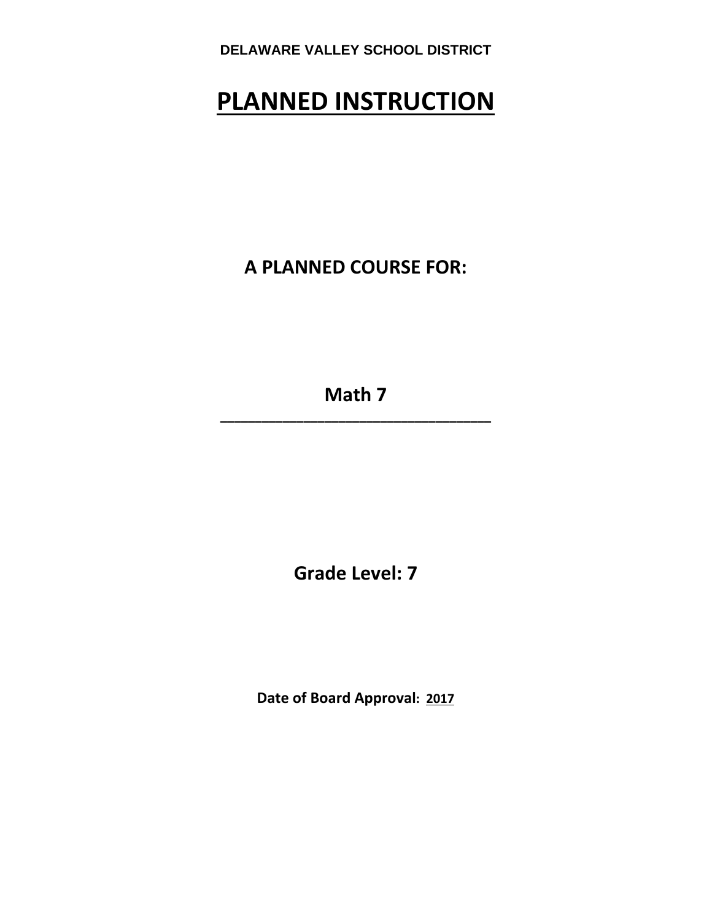DELAWARE VALLEY SCHOOL DISTRICT

# PLANNED INSTRUCTION

## A PLANNED COURSE FOR:

## Math 7

## Grade Level: 7

**Date of Board Approval: 2017**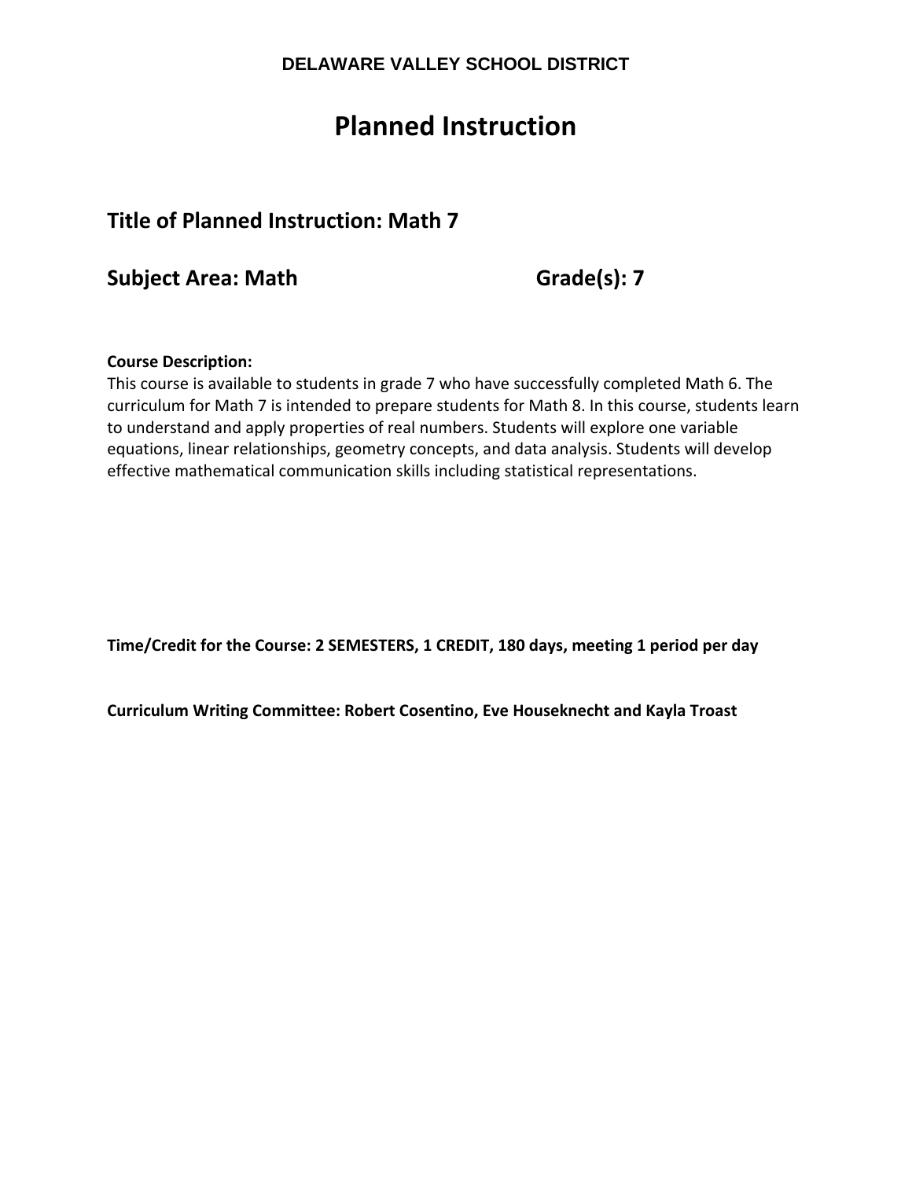**DELAWARE VALLEY SCHOOL DISTRICT**

# Planned Instruction

## Title of Planned Instruction: Math 7

## Subject Area: Math Grade(s): 7

**Course Description:**
This course is available to students in grade 7 who have successfully completed Math 6. The curriculum for Math 7 is intended to prepare students for Math 8. In this course, students learn to understand and apply properties of real numbers. Students will explore one variable equations, linear relationships, geometry concepts, and data analysis. Students will develop effective mathematical communication skills including statistical representations.

**Time/Credit for the Course: 2 SEMESTERS, 1 CREDIT, 180 days, meeting 1 period per day**

**Curriculum Writing Committee: Robert Cosentino, Eve Houseknecht and Kayla Troast**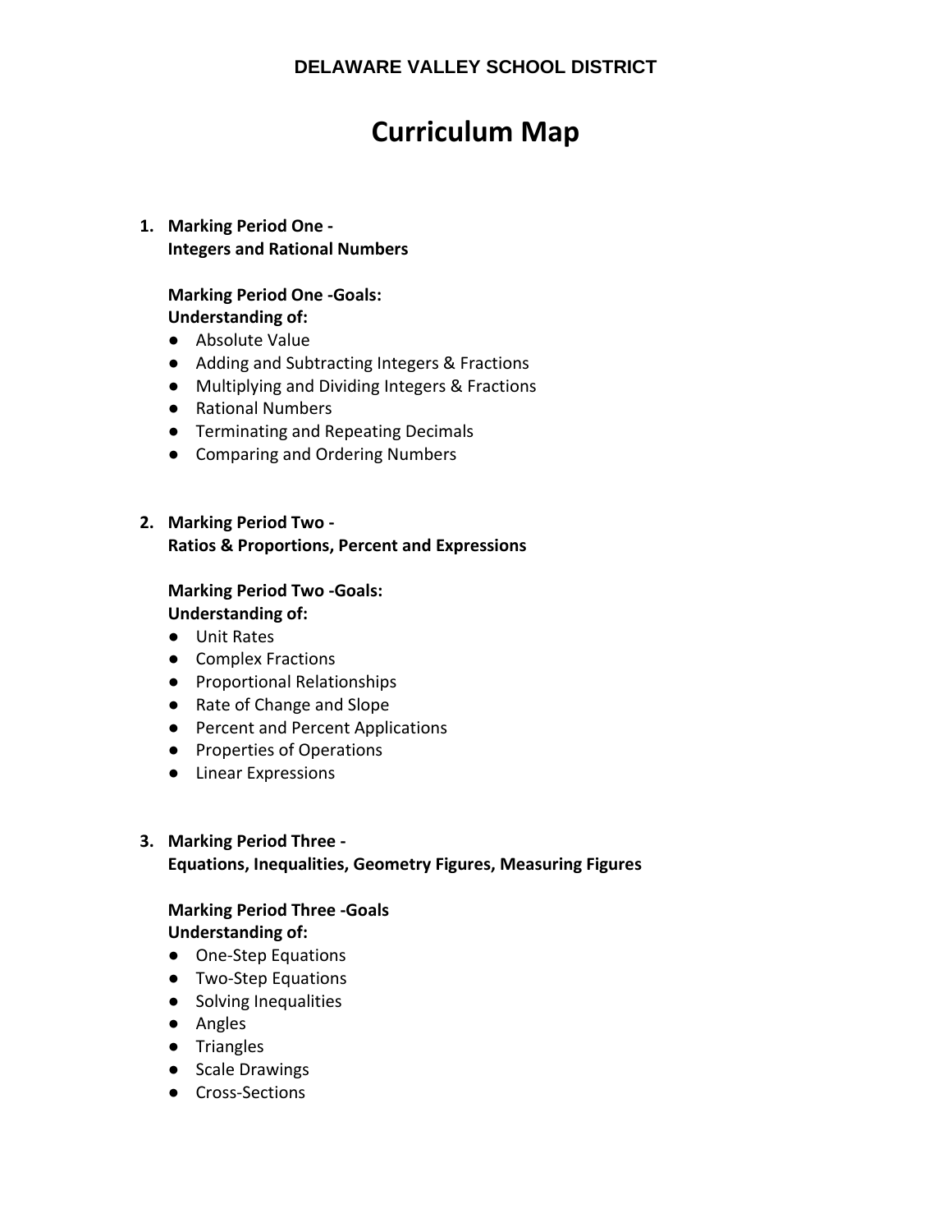**DELAWARE VALLEY SCHOOL DISTRICT**

# Curriculum Map

1. **Marking Period One -**
   **Integers and Rational Numbers**

   **Marking Period One -Goals:**
   **Understanding of:**
   - Absolute Value
   - Adding and Subtracting Integers & Fractions
   - Multiplying and Dividing Integers & Fractions
   - Rational Numbers
   - Terminating and Repeating Decimals
   - Comparing and Ordering Numbers

2. **Marking Period Two -**
   **Ratios & Proportions, Percent and Expressions**

   **Marking Period Two -Goals:**
   **Understanding of:**
   - Unit Rates
   - Complex Fractions
   - Proportional Relationships
   - Rate of Change and Slope
   - Percent and Percent Applications
   - Properties of Operations
   - Linear Expressions

3. **Marking Period Three -**
   **Equations, Inequalities, Geometry Figures, Measuring Figures**

   **Marking Period Three -Goals**
   **Understanding of:**
   - One-Step Equations
   - Two-Step Equations
   - Solving Inequalities
   - Angles
   - Triangles
   - Scale Drawings
   - Cross-Sections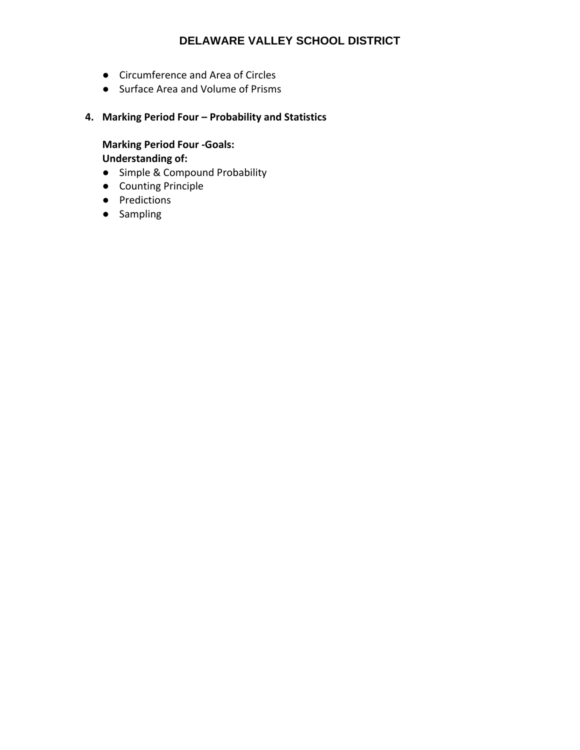- Circumference and Area of Circles
- Surface Area and Volume of Prisms

4. **Marking Period Four – Probability and Statistics**

   **Marking Period Four -Goals:**
   **Understanding of:**
   - Simple & Compound Probability
   - Counting Principle
   - Predictions
   - Sampling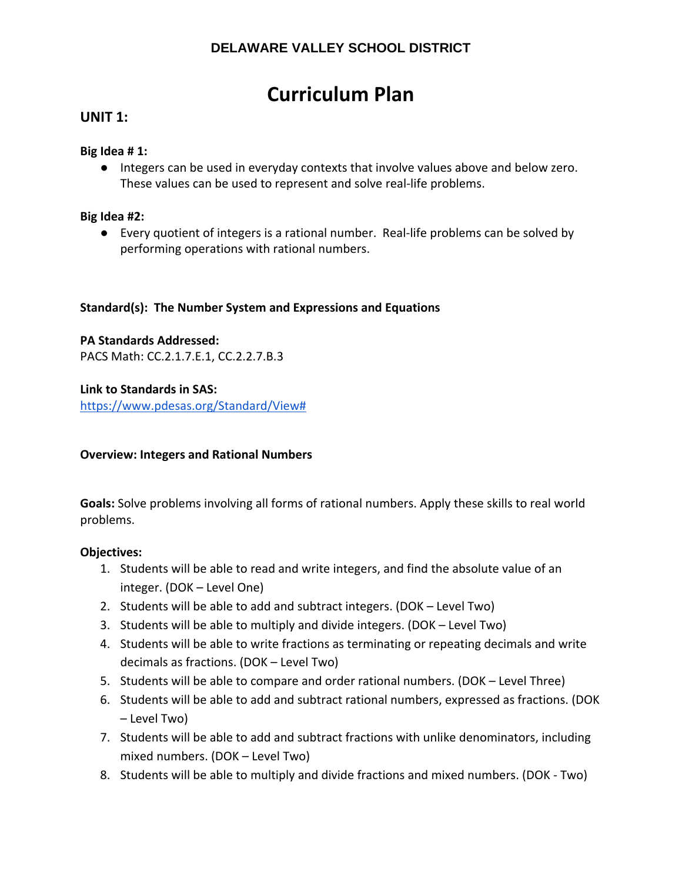**DELAWARE VALLEY SCHOOL DISTRICT**

# Curriculum Plan

## UNIT 1:

**Big Idea # 1:**

- Integers can be used in everyday contexts that involve values above and below zero. These values can be used to represent and solve real-life problems.

**Big Idea #2:**

- Every quotient of integers is a rational number. Real-life problems can be solved by performing operations with rational numbers.

**Standard(s): The Number System and Expressions and Equations**

**PA Standards Addressed:**
PACS Math: CC.2.1.7.E.1, CC.2.2.7.B.3

**Link to Standards in SAS:**
https://www.pdesas.org/Standard/View#

**Overview: Integers and Rational Numbers**

**Goals:** Solve problems involving all forms of rational numbers. Apply these skills to real world problems.

**Objectives:**

1. Students will be able to read and write integers, and find the absolute value of an integer. (DOK – Level One)
2. Students will be able to add and subtract integers. (DOK – Level Two)
3. Students will be able to multiply and divide integers. (DOK – Level Two)
4. Students will be able to write fractions as terminating or repeating decimals and write decimals as fractions. (DOK – Level Two)
5. Students will be able to compare and order rational numbers. (DOK – Level Three)
6. Students will be able to add and subtract rational numbers, expressed as fractions. (DOK – Level Two)
7. Students will be able to add and subtract fractions with unlike denominators, including mixed numbers. (DOK – Level Two)
8. Students will be able to multiply and divide fractions and mixed numbers. (DOK - Two)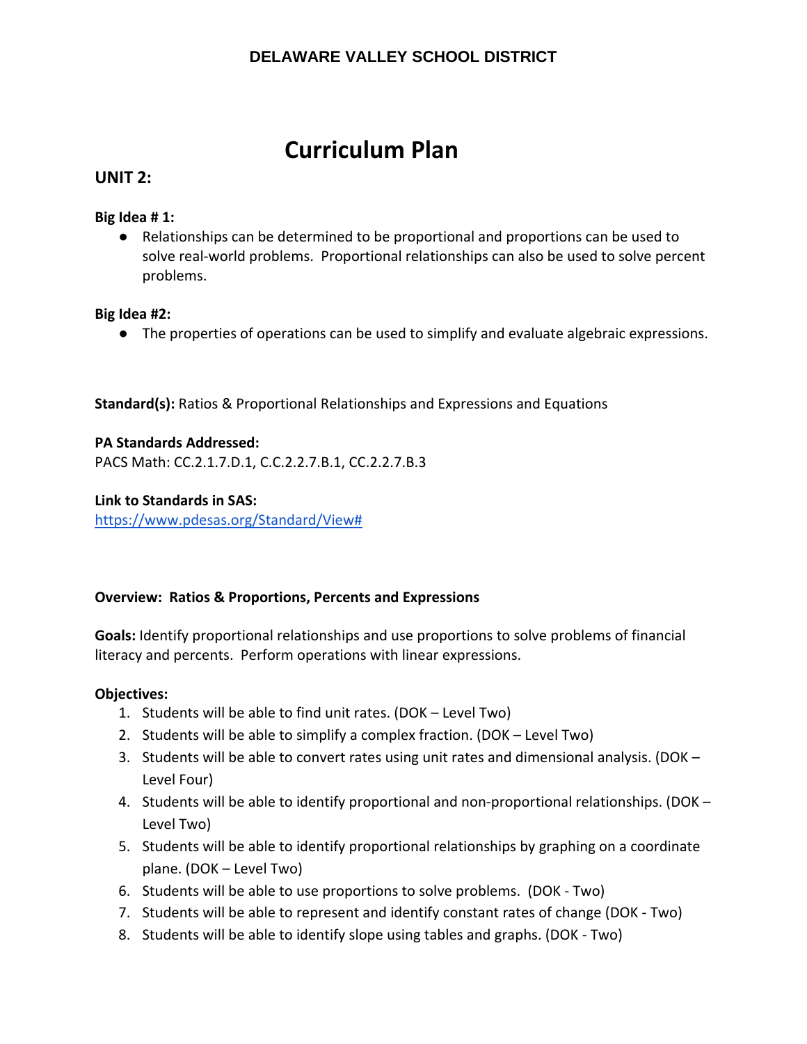**DELAWARE VALLEY SCHOOL DISTRICT**

# Curriculum Plan

## UNIT 2:

**Big Idea # 1:**

- Relationships can be determined to be proportional and proportions can be used to solve real-world problems. Proportional relationships can also be used to solve percent problems.

**Big Idea #2:**

- The properties of operations can be used to simplify and evaluate algebraic expressions.

**Standard(s):** Ratios & Proportional Relationships and Expressions and Equations

**PA Standards Addressed:**
PACS Math: CC.2.1.7.D.1, C.C.2.2.7.B.1, CC.2.2.7.B.3

**Link to Standards in SAS:**
https://www.pdesas.org/Standard/View#

**Overview: Ratios & Proportions, Percents and Expressions**

**Goals:** Identify proportional relationships and use proportions to solve problems of financial literacy and percents. Perform operations with linear expressions.

**Objectives:**

1. Students will be able to find unit rates. (DOK – Level Two)
2. Students will be able to simplify a complex fraction. (DOK – Level Two)
3. Students will be able to convert rates using unit rates and dimensional analysis. (DOK – Level Four)
4. Students will be able to identify proportional and non-proportional relationships. (DOK – Level Two)
5. Students will be able to identify proportional relationships by graphing on a coordinate plane. (DOK – Level Two)
6. Students will be able to use proportions to solve problems. (DOK - Two)
7. Students will be able to represent and identify constant rates of change (DOK - Two)
8. Students will be able to identify slope using tables and graphs. (DOK - Two)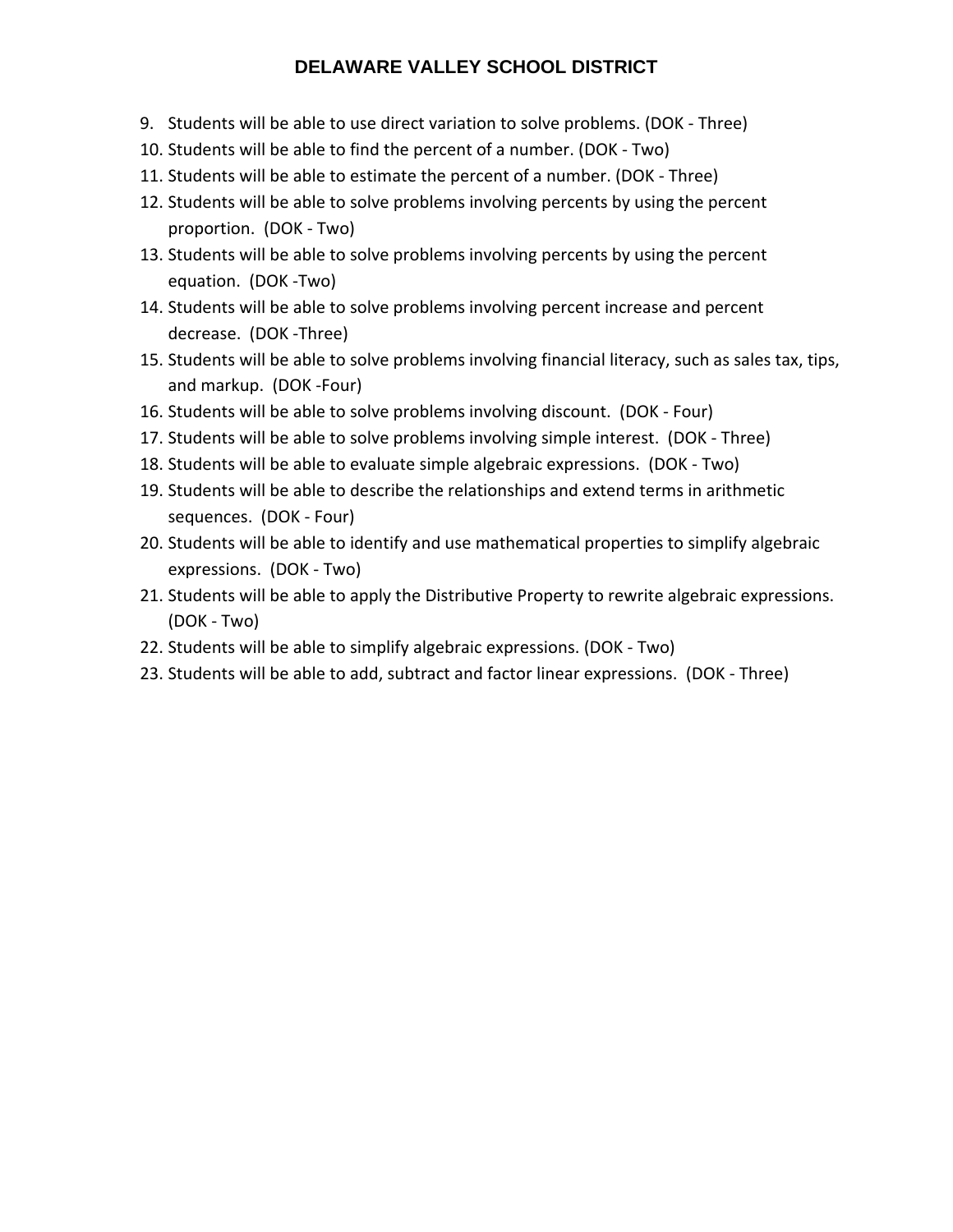9. Students will be able to use direct variation to solve problems. (DOK - Three)
10. Students will be able to find the percent of a number. (DOK - Two)
11. Students will be able to estimate the percent of a number. (DOK - Three)
12. Students will be able to solve problems involving percents by using the percent proportion. (DOK - Two)
13. Students will be able to solve problems involving percents by using the percent equation. (DOK -Two)
14. Students will be able to solve problems involving percent increase and percent decrease. (DOK -Three)
15. Students will be able to solve problems involving financial literacy, such as sales tax, tips, and markup. (DOK -Four)
16. Students will be able to solve problems involving discount. (DOK - Four)
17. Students will be able to solve problems involving simple interest. (DOK - Three)
18. Students will be able to evaluate simple algebraic expressions. (DOK - Two)
19. Students will be able to describe the relationships and extend terms in arithmetic sequences. (DOK - Four)
20. Students will be able to identify and use mathematical properties to simplify algebraic expressions. (DOK - Two)
21. Students will be able to apply the Distributive Property to rewrite algebraic expressions. (DOK - Two)
22. Students will be able to simplify algebraic expressions. (DOK - Two)
23. Students will be able to add, subtract and factor linear expressions. (DOK - Three)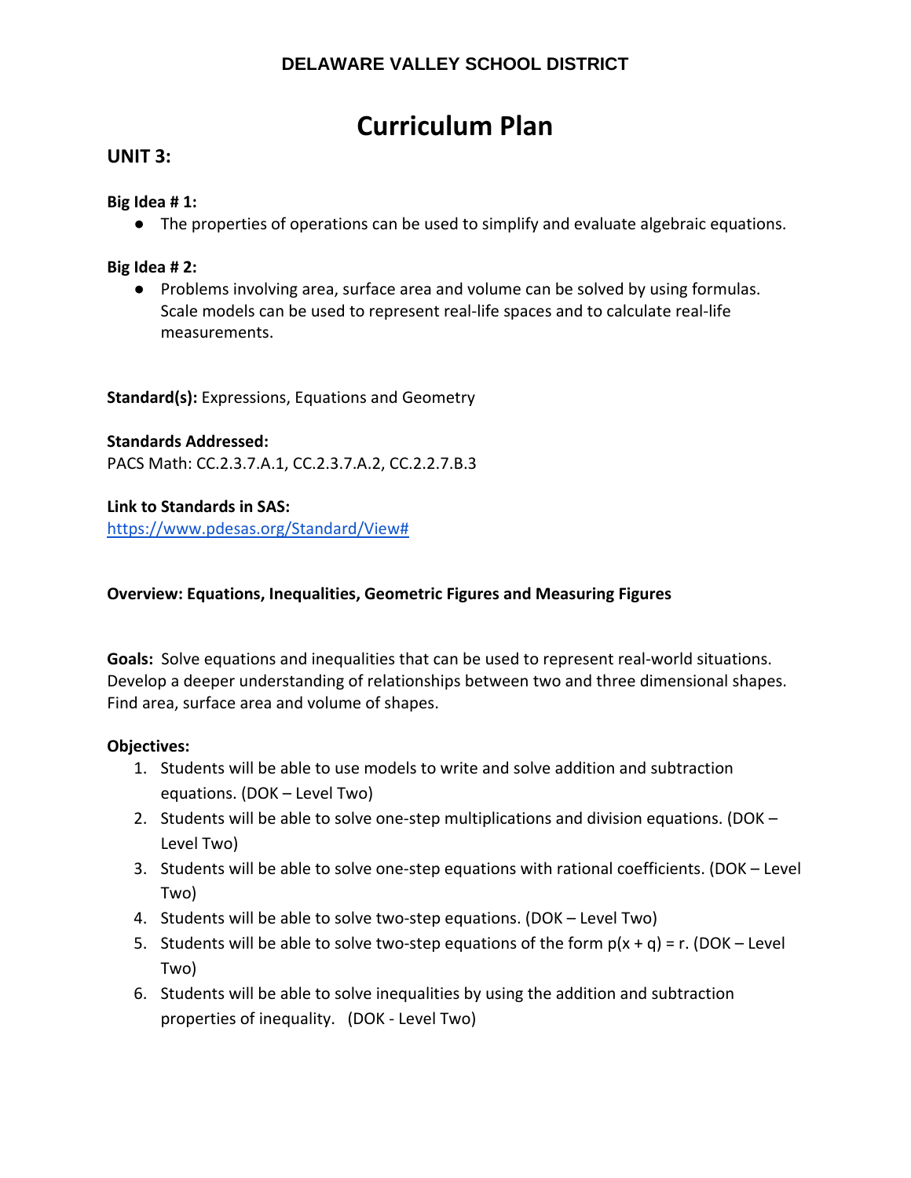DELAWARE VALLEY SCHOOL DISTRICT

# Curriculum Plan

## UNIT 3:

**Big Idea # 1:**

- The properties of operations can be used to simplify and evaluate algebraic equations.

**Big Idea # 2:**

- Problems involving area, surface area and volume can be solved by using formulas. Scale models can be used to represent real-life spaces and to calculate real-life measurements.

**Standard(s):** Expressions, Equations and Geometry

**Standards Addressed:**
PACS Math: CC.2.3.7.A.1, CC.2.3.7.A.2, CC.2.2.7.B.3

**Link to Standards in SAS:**
[https://www.pdesas.org/Standard/View#](https://www.pdesas.org/Standard/View#)

**Overview: Equations, Inequalities, Geometric Figures and Measuring Figures**

**Goals:** Solve equations and inequalities that can be used to represent real-world situations. Develop a deeper understanding of relationships between two and three dimensional shapes. Find area, surface area and volume of shapes.

**Objectives:**

1. Students will be able to use models to write and solve addition and subtraction equations. (DOK – Level Two)
2. Students will be able to solve one-step multiplications and division equations. (DOK – Level Two)
3. Students will be able to solve one-step equations with rational coefficients. (DOK – Level Two)
4. Students will be able to solve two-step equations. (DOK – Level Two)
5. Students will be able to solve two-step equations of the form $p(x + q) = r$. (DOK – Level Two)
6. Students will be able to solve inequalities by using the addition and subtraction properties of inequality. (DOK - Level Two)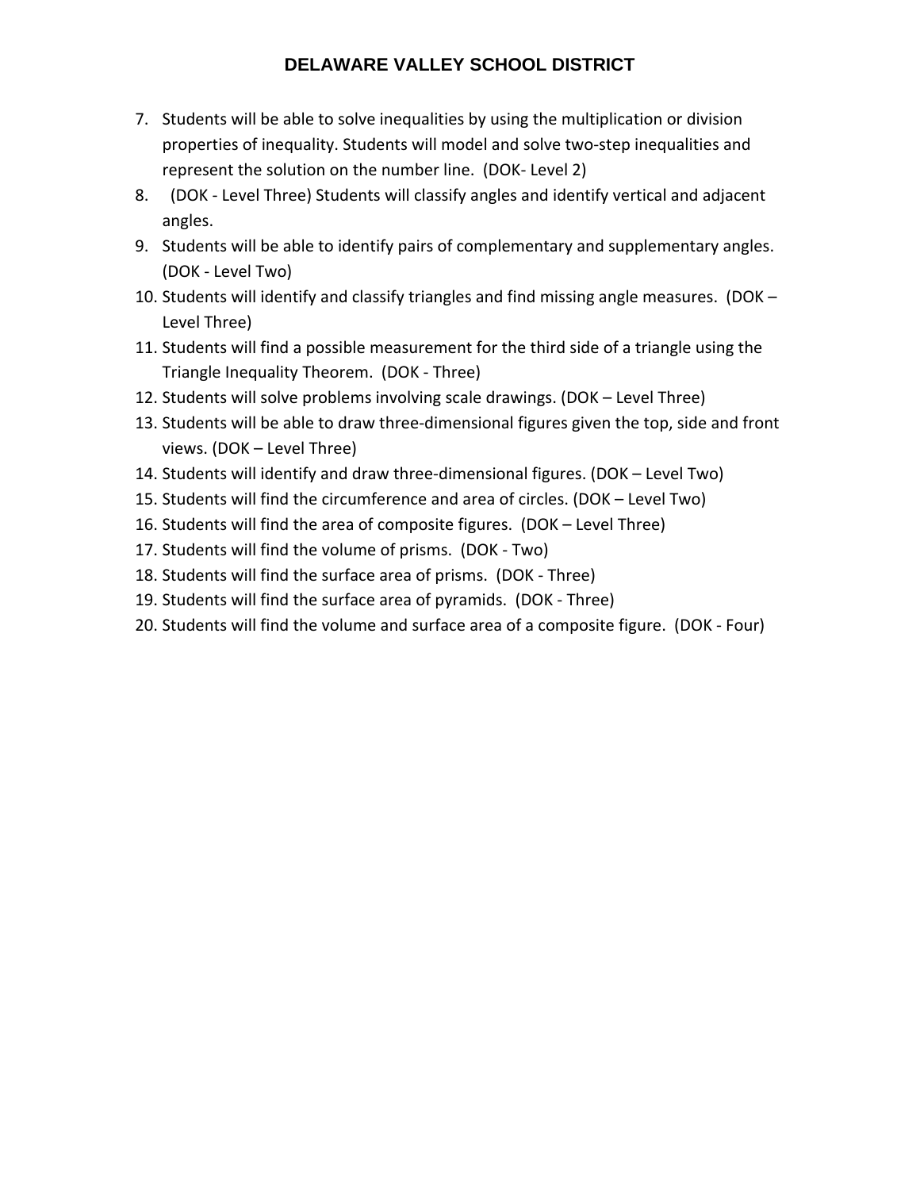7. Students will be able to solve inequalities by using the multiplication or division properties of inequality. Students will model and solve two-step inequalities and represent the solution on the number line. (DOK- Level 2)
8. (DOK - Level Three) Students will classify angles and identify vertical and adjacent angles.
9. Students will be able to identify pairs of complementary and supplementary angles. (DOK - Level Two)
10. Students will identify and classify triangles and find missing angle measures. (DOK – Level Three)
11. Students will find a possible measurement for the third side of a triangle using the Triangle Inequality Theorem. (DOK - Three)
12. Students will solve problems involving scale drawings. (DOK – Level Three)
13. Students will be able to draw three-dimensional figures given the top, side and front views. (DOK – Level Three)
14. Students will identify and draw three-dimensional figures. (DOK – Level Two)
15. Students will find the circumference and area of circles. (DOK – Level Two)
16. Students will find the area of composite figures. (DOK – Level Three)
17. Students will find the volume of prisms. (DOK - Two)
18. Students will find the surface area of prisms. (DOK - Three)
19. Students will find the surface area of pyramids. (DOK - Three)
20. Students will find the volume and surface area of a composite figure. (DOK - Four)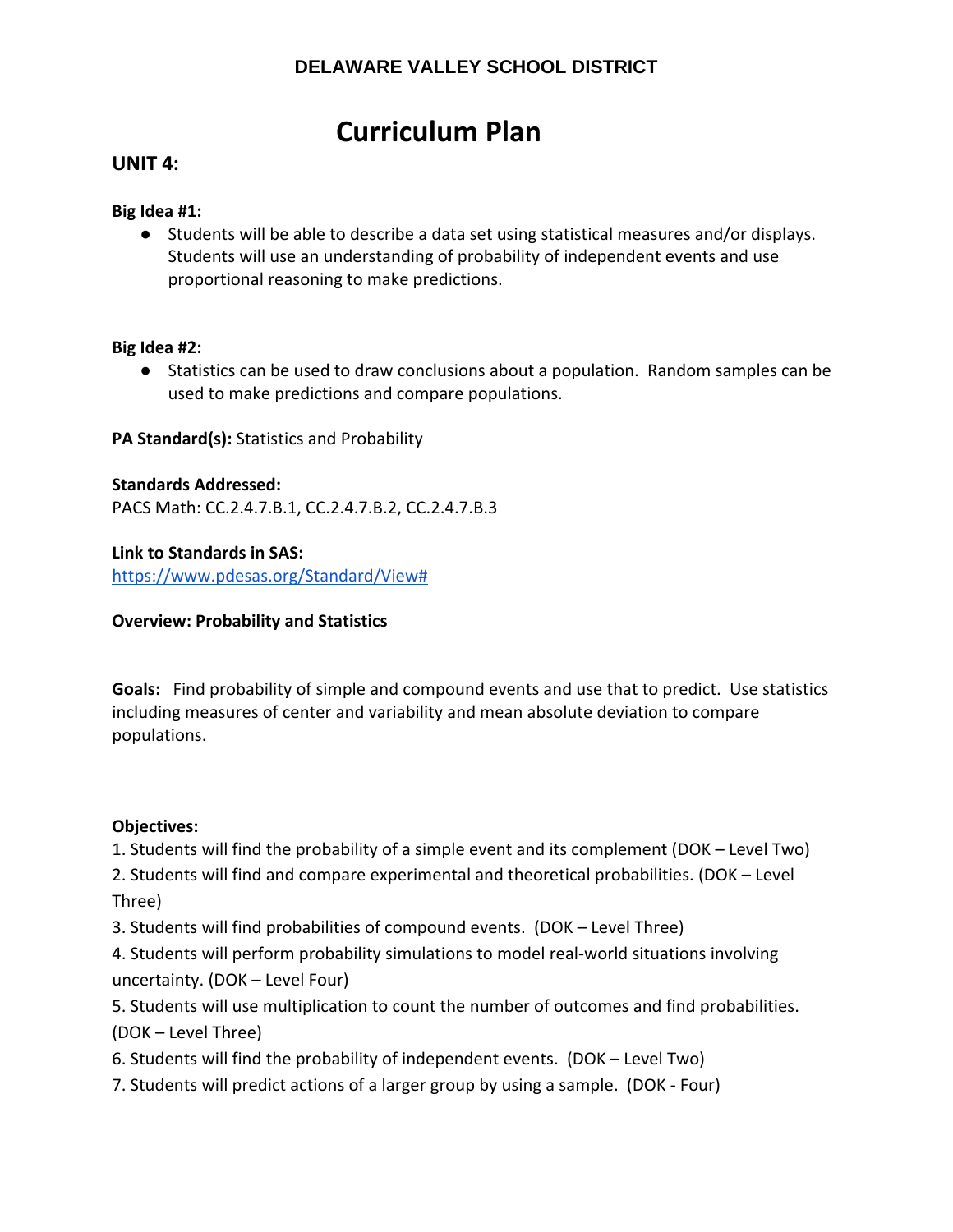**DELAWARE VALLEY SCHOOL DISTRICT**

# Curriculum Plan

## UNIT 4:

**Big Idea #1:**

- Students will be able to describe a data set using statistical measures and/or displays. Students will use an understanding of probability of independent events and use proportional reasoning to make predictions.

**Big Idea #2:**

- Statistics can be used to draw conclusions about a population. Random samples can be used to make predictions and compare populations.

**PA Standard(s):** Statistics and Probability

**Standards Addressed:**
PACS Math: CC.2.4.7.B.1, CC.2.4.7.B.2, CC.2.4.7.B.3

**Link to Standards in SAS:**
[https://www.pdesas.org/Standard/View#](https://www.pdesas.org/Standard/View#)

**Overview: Probability and Statistics**

**Goals:** Find probability of simple and compound events and use that to predict. Use statistics including measures of center and variability and mean absolute deviation to compare populations.

**Objectives:**

1. Students will find the probability of a simple event and its complement (DOK – Level Two)
2. Students will find and compare experimental and theoretical probabilities. (DOK – Level Three)
3. Students will find probabilities of compound events. (DOK – Level Three)
4. Students will perform probability simulations to model real-world situations involving uncertainty. (DOK – Level Four)
5. Students will use multiplication to count the number of outcomes and find probabilities. (DOK – Level Three)
6. Students will find the probability of independent events. (DOK – Level Two)
7. Students will predict actions of a larger group by using a sample. (DOK - Four)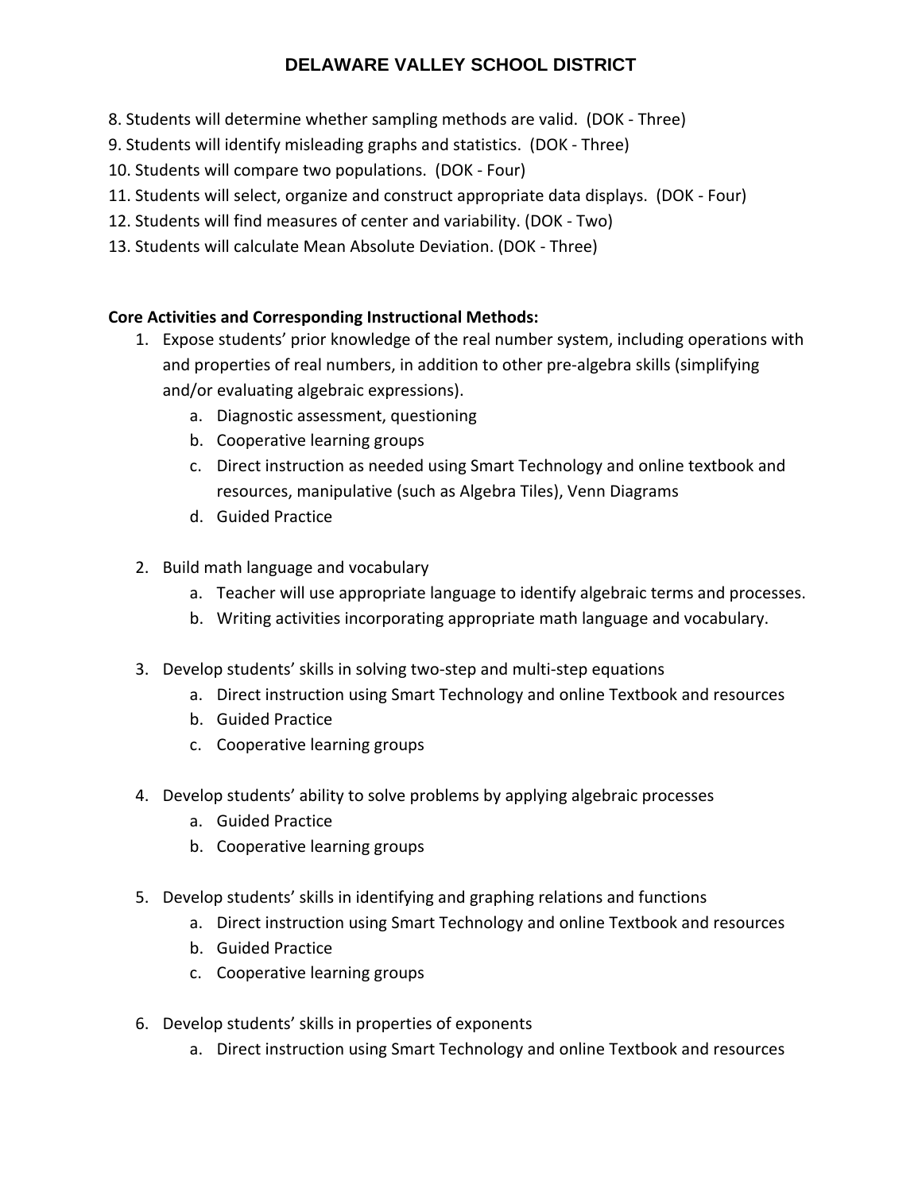8. Students will determine whether sampling methods are valid. (DOK - Three)
9. Students will identify misleading graphs and statistics. (DOK - Three)
10. Students will compare two populations. (DOK - Four)
11. Students will select, organize and construct appropriate data displays. (DOK - Four)
12. Students will find measures of center and variability. (DOK - Two)
13. Students will calculate Mean Absolute Deviation. (DOK - Three)

**Core Activities and Corresponding Instructional Methods:**

1. Expose students' prior knowledge of the real number system, including operations with and properties of real numbers, in addition to other pre-algebra skills (simplifying and/or evaluating algebraic expressions).
    a. Diagnostic assessment, questioning
    b. Cooperative learning groups
    c. Direct instruction as needed using Smart Technology and online textbook and resources, manipulative (such as Algebra Tiles), Venn Diagrams
    d. Guided Practice

2. Build math language and vocabulary
    a. Teacher will use appropriate language to identify algebraic terms and processes.
    b. Writing activities incorporating appropriate math language and vocabulary.

3. Develop students' skills in solving two-step and multi-step equations
    a. Direct instruction using Smart Technology and online Textbook and resources
    b. Guided Practice
    c. Cooperative learning groups

4. Develop students' ability to solve problems by applying algebraic processes
    a. Guided Practice
    b. Cooperative learning groups

5. Develop students' skills in identifying and graphing relations and functions
    a. Direct instruction using Smart Technology and online Textbook and resources
    b. Guided Practice
    c. Cooperative learning groups

6. Develop students' skills in properties of exponents
    a. Direct instruction using Smart Technology and online Textbook and resources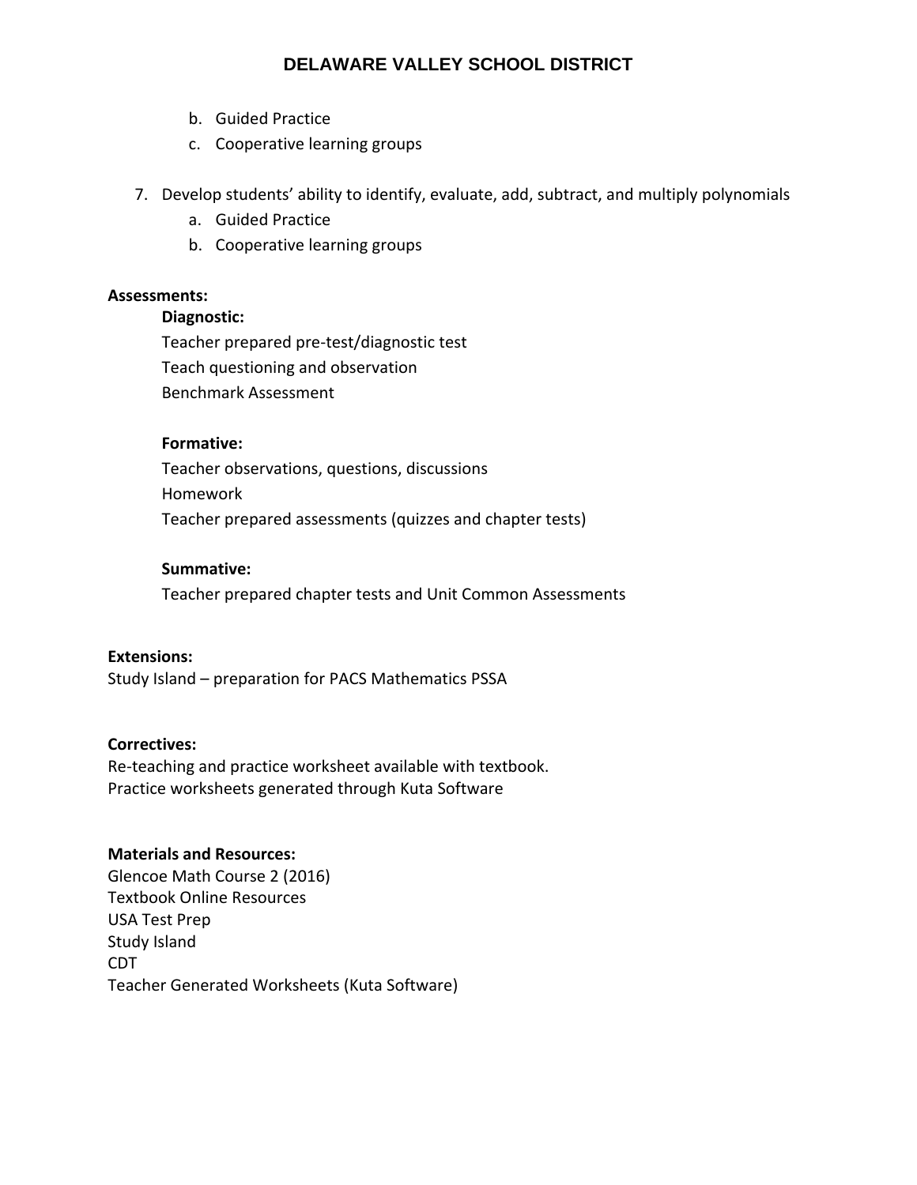b. Guided Practice
   c. Cooperative learning groups

7. Develop students' ability to identify, evaluate, add, subtract, and multiply polynomials
   a. Guided Practice
   b. Cooperative learning groups

**Assessments:**

**Diagnostic:**

Teacher prepared pre-test/diagnostic test
Teach questioning and observation
Benchmark Assessment

**Formative:**

Teacher observations, questions, discussions
Homework
Teacher prepared assessments (quizzes and chapter tests)

**Summative:**

Teacher prepared chapter tests and Unit Common Assessments

**Extensions:**
Study Island – preparation for PACS Mathematics PSSA

**Correctives:**
Re-teaching and practice worksheet available with textbook.
Practice worksheets generated through Kuta Software

**Materials and Resources:**
Glencoe Math Course 2 (2016)
Textbook Online Resources
USA Test Prep
Study Island
CDT
Teacher Generated Worksheets (Kuta Software)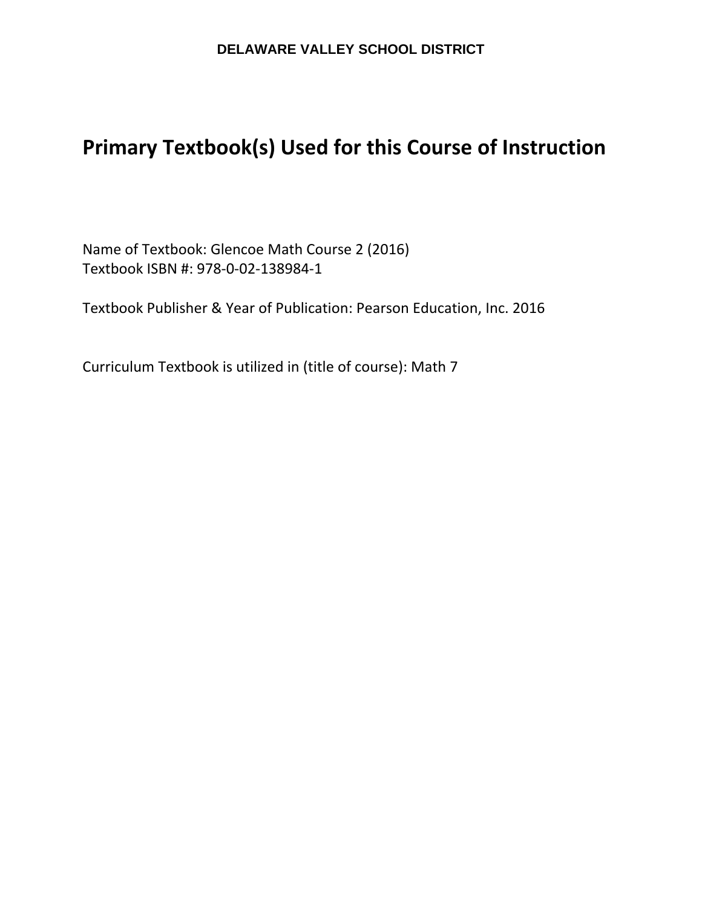DELAWARE VALLEY SCHOOL DISTRICT

# Primary Textbook(s) Used for this Course of Instruction

Name of Textbook: Glencoe Math Course 2 (2016)
Textbook ISBN #: 978-0-02-138984-1

Textbook Publisher & Year of Publication: Pearson Education, Inc. 2016

Curriculum Textbook is utilized in (title of course): Math 7